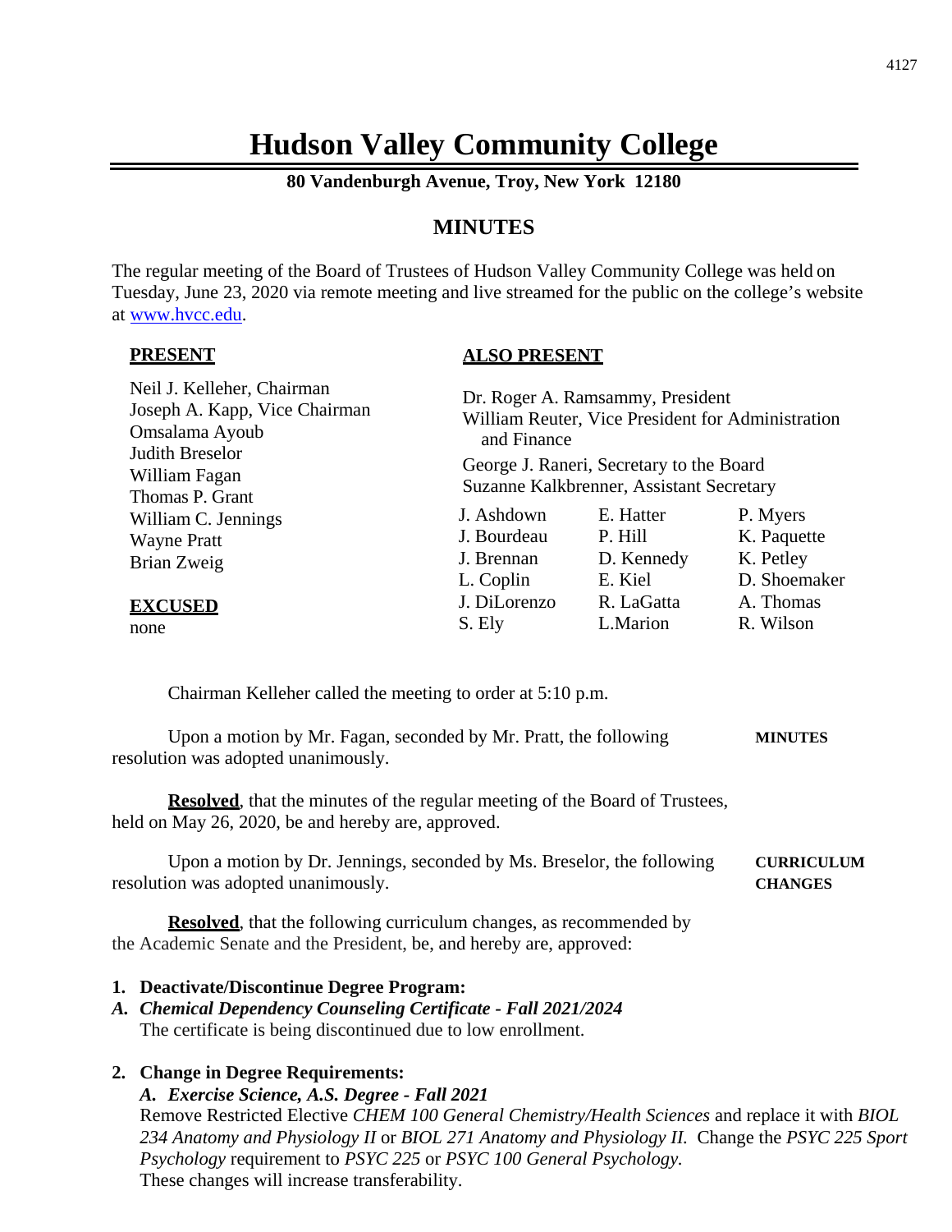# Hudson Valley Community College

**80 Vandenburgh Avenue, Troy, New York 12180**

## MINUTES

The regular meeting of the Board of Trustees of Hudson Valley Community College was held on Tuesday, June 23, 2020 via remote meeting and live streamed for the public on the college's website at www.hvcc.edu.

**PRESENT**

Neil J. Kelleher, Chairman
Joseph A. Kapp, Vice Chairman
Omsalama Ayoub
Judith Breselor
William Fagan
Thomas P. Grant
William C. Jennings
Wayne Pratt
Brian Zweig

**EXCUSED**

none

**ALSO PRESENT**

Dr. Roger A. Ramsammy, President
William Reuter, Vice President for Administration and Finance
George J. Raneri, Secretary to the Board
Suzanne Kalkbrenner, Assistant Secretary

| | | |
|---|---|---|
| J. Ashdown | E. Hatter | P. Myers |
| J. Bourdeau | P. Hill | K. Paquette |
| J. Brennan | D. Kennedy | K. Petley |
| L. Coplin | E. Kiel | D. Shoemaker |
| J. DiLorenzo | R. LaGatta | A. Thomas |
| S. Ely | L.Marion | R. Wilson |

Chairman Kelleher called the meeting to order at 5:10 p.m.

**MINUTES**

Upon a motion by Mr. Fagan, seconded by Mr. Pratt, the following resolution was adopted unanimously.

**Resolved**, that the minutes of the regular meeting of the Board of Trustees, held on May 26, 2020, be and hereby are, approved.

**CURRICULUM CHANGES**

Upon a motion by Dr. Jennings, seconded by Ms. Breselor, the following resolution was adopted unanimously.

**Resolved**, that the following curriculum changes, as recommended by the Academic Senate and the President, be, and hereby are, approved:

**1. Deactivate/Discontinue Degree Program:**

***A. Chemical Dependency Counseling Certificate - Fall 2021/2024***
The certificate is being discontinued due to low enrollment.

**2. Change in Degree Requirements:**

***A. Exercise Science, A.S. Degree - Fall 2021***
Remove Restricted Elective *CHEM 100 General Chemistry/Health Sciences* and replace it with *BIOL 234 Anatomy and Physiology II* or *BIOL 271 Anatomy and Physiology II.* Change the *PSYC 225 Sport Psychology* requirement to *PSYC 225* or *PSYC 100 General Psychology.*
These changes will increase transferability.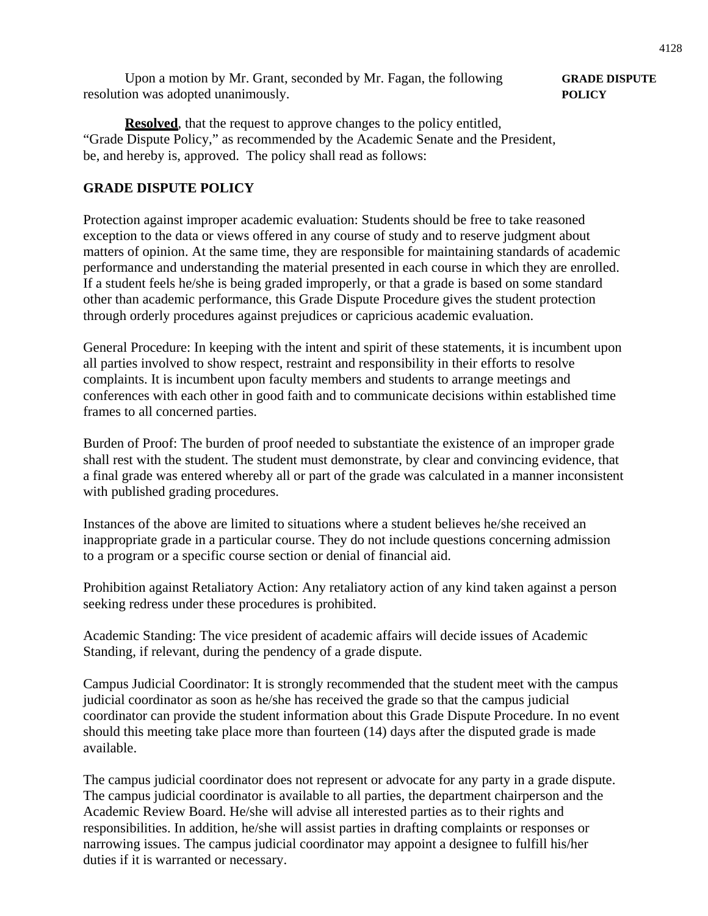Upon a motion by Mr. Grant, seconded by Mr. Fagan, the following resolution was adopted unanimously.

**GRADE DISPUTE POLICY**

**Resolved**, that the request to approve changes to the policy entitled, "Grade Dispute Policy," as recommended by the Academic Senate and the President, be, and hereby is, approved. The policy shall read as follows:

## GRADE DISPUTE POLICY

Protection against improper academic evaluation: Students should be free to take reasoned exception to the data or views offered in any course of study and to reserve judgment about matters of opinion. At the same time, they are responsible for maintaining standards of academic performance and understanding the material presented in each course in which they are enrolled. If a student feels he/she is being graded improperly, or that a grade is based on some standard other than academic performance, this Grade Dispute Procedure gives the student protection through orderly procedures against prejudices or capricious academic evaluation.

General Procedure: In keeping with the intent and spirit of these statements, it is incumbent upon all parties involved to show respect, restraint and responsibility in their efforts to resolve complaints. It is incumbent upon faculty members and students to arrange meetings and conferences with each other in good faith and to communicate decisions within established time frames to all concerned parties.

Burden of Proof: The burden of proof needed to substantiate the existence of an improper grade shall rest with the student. The student must demonstrate, by clear and convincing evidence, that a final grade was entered whereby all or part of the grade was calculated in a manner inconsistent with published grading procedures.

Instances of the above are limited to situations where a student believes he/she received an inappropriate grade in a particular course. They do not include questions concerning admission to a program or a specific course section or denial of financial aid.

Prohibition against Retaliatory Action: Any retaliatory action of any kind taken against a person seeking redress under these procedures is prohibited.

Academic Standing: The vice president of academic affairs will decide issues of Academic Standing, if relevant, during the pendency of a grade dispute.

Campus Judicial Coordinator: It is strongly recommended that the student meet with the campus judicial coordinator as soon as he/she has received the grade so that the campus judicial coordinator can provide the student information about this Grade Dispute Procedure. In no event should this meeting take place more than fourteen (14) days after the disputed grade is made available.

The campus judicial coordinator does not represent or advocate for any party in a grade dispute. The campus judicial coordinator is available to all parties, the department chairperson and the Academic Review Board. He/she will advise all interested parties as to their rights and responsibilities. In addition, he/she will assist parties in drafting complaints or responses or narrowing issues. The campus judicial coordinator may appoint a designee to fulfill his/her duties if it is warranted or necessary.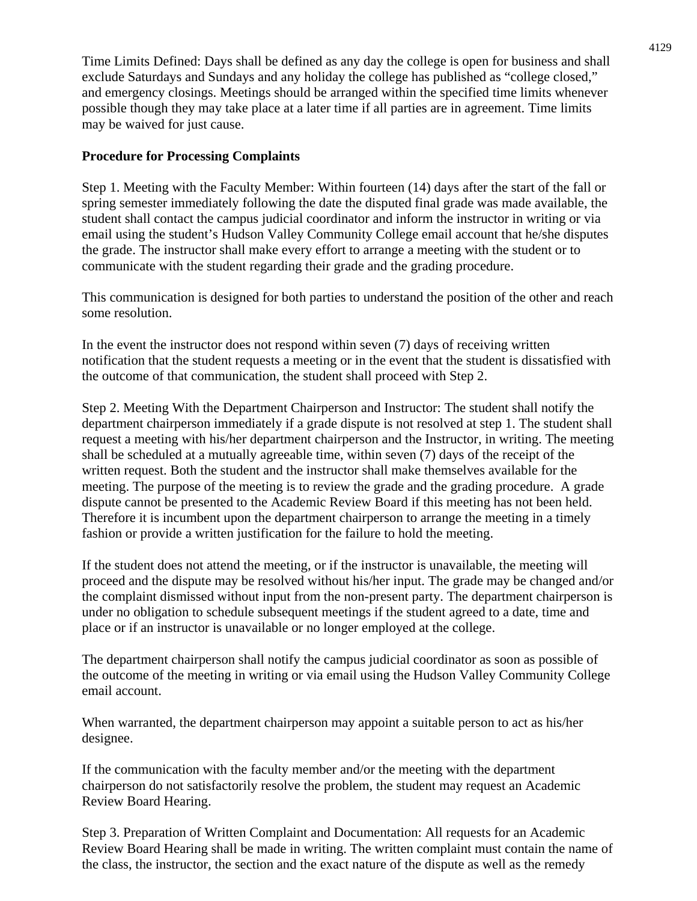Time Limits Defined: Days shall be defined as any day the college is open for business and shall exclude Saturdays and Sundays and any holiday the college has published as "college closed," and emergency closings. Meetings should be arranged within the specified time limits whenever possible though they may take place at a later time if all parties are in agreement. Time limits may be waived for just cause.

**Procedure for Processing Complaints**

Step 1. Meeting with the Faculty Member: Within fourteen (14) days after the start of the fall or spring semester immediately following the date the disputed final grade was made available, the student shall contact the campus judicial coordinator and inform the instructor in writing or via email using the student's Hudson Valley Community College email account that he/she disputes the grade. The instructor shall make every effort to arrange a meeting with the student or to communicate with the student regarding their grade and the grading procedure.

This communication is designed for both parties to understand the position of the other and reach some resolution.

In the event the instructor does not respond within seven (7) days of receiving written notification that the student requests a meeting or in the event that the student is dissatisfied with the outcome of that communication, the student shall proceed with Step 2.

Step 2. Meeting With the Department Chairperson and Instructor: The student shall notify the department chairperson immediately if a grade dispute is not resolved at step 1. The student shall request a meeting with his/her department chairperson and the Instructor, in writing. The meeting shall be scheduled at a mutually agreeable time, within seven (7) days of the receipt of the written request. Both the student and the instructor shall make themselves available for the meeting. The purpose of the meeting is to review the grade and the grading procedure. A grade dispute cannot be presented to the Academic Review Board if this meeting has not been held. Therefore it is incumbent upon the department chairperson to arrange the meeting in a timely fashion or provide a written justification for the failure to hold the meeting.

If the student does not attend the meeting, or if the instructor is unavailable, the meeting will proceed and the dispute may be resolved without his/her input. The grade may be changed and/or the complaint dismissed without input from the non-present party. The department chairperson is under no obligation to schedule subsequent meetings if the student agreed to a date, time and place or if an instructor is unavailable or no longer employed at the college.

The department chairperson shall notify the campus judicial coordinator as soon as possible of the outcome of the meeting in writing or via email using the Hudson Valley Community College email account.

When warranted, the department chairperson may appoint a suitable person to act as his/her designee.

If the communication with the faculty member and/or the meeting with the department chairperson do not satisfactorily resolve the problem, the student may request an Academic Review Board Hearing.

Step 3. Preparation of Written Complaint and Documentation: All requests for an Academic Review Board Hearing shall be made in writing. The written complaint must contain the name of the class, the instructor, the section and the exact nature of the dispute as well as the remedy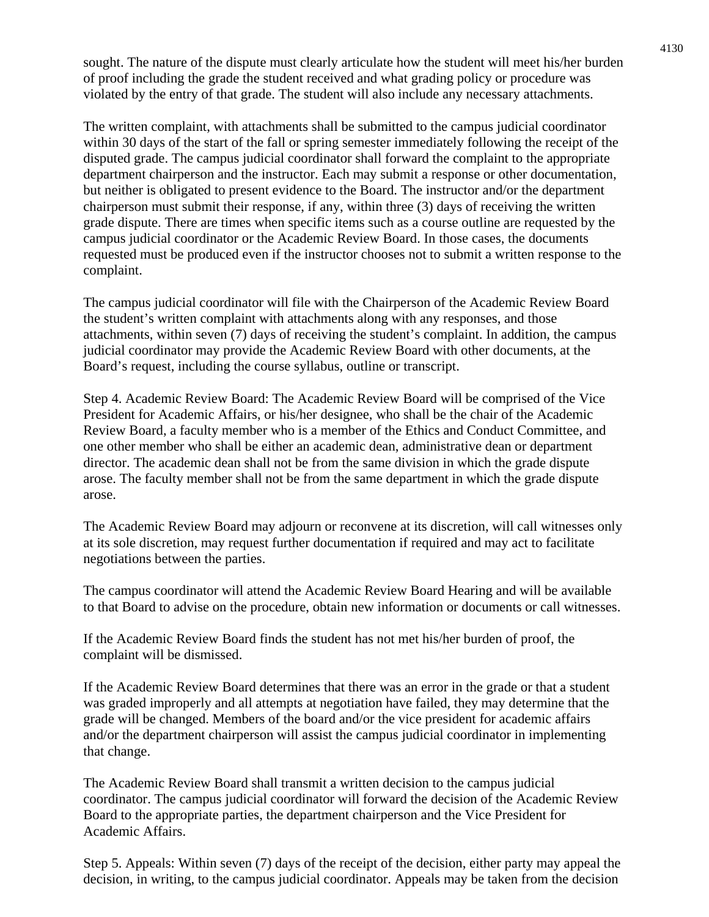sought. The nature of the dispute must clearly articulate how the student will meet his/her burden of proof including the grade the student received and what grading policy or procedure was violated by the entry of that grade. The student will also include any necessary attachments.

The written complaint, with attachments shall be submitted to the campus judicial coordinator within 30 days of the start of the fall or spring semester immediately following the receipt of the disputed grade. The campus judicial coordinator shall forward the complaint to the appropriate department chairperson and the instructor. Each may submit a response or other documentation, but neither is obligated to present evidence to the Board. The instructor and/or the department chairperson must submit their response, if any, within three (3) days of receiving the written grade dispute. There are times when specific items such as a course outline are requested by the campus judicial coordinator or the Academic Review Board. In those cases, the documents requested must be produced even if the instructor chooses not to submit a written response to the complaint.

The campus judicial coordinator will file with the Chairperson of the Academic Review Board the student's written complaint with attachments along with any responses, and those attachments, within seven (7) days of receiving the student's complaint. In addition, the campus judicial coordinator may provide the Academic Review Board with other documents, at the Board's request, including the course syllabus, outline or transcript.

Step 4. Academic Review Board: The Academic Review Board will be comprised of the Vice President for Academic Affairs, or his/her designee, who shall be the chair of the Academic Review Board, a faculty member who is a member of the Ethics and Conduct Committee, and one other member who shall be either an academic dean, administrative dean or department director. The academic dean shall not be from the same division in which the grade dispute arose. The faculty member shall not be from the same department in which the grade dispute arose.

The Academic Review Board may adjourn or reconvene at its discretion, will call witnesses only at its sole discretion, may request further documentation if required and may act to facilitate negotiations between the parties.

The campus coordinator will attend the Academic Review Board Hearing and will be available to that Board to advise on the procedure, obtain new information or documents or call witnesses.

If the Academic Review Board finds the student has not met his/her burden of proof, the complaint will be dismissed.

If the Academic Review Board determines that there was an error in the grade or that a student was graded improperly and all attempts at negotiation have failed, they may determine that the grade will be changed. Members of the board and/or the vice president for academic affairs and/or the department chairperson will assist the campus judicial coordinator in implementing that change.

The Academic Review Board shall transmit a written decision to the campus judicial coordinator. The campus judicial coordinator will forward the decision of the Academic Review Board to the appropriate parties, the department chairperson and the Vice President for Academic Affairs.

Step 5. Appeals: Within seven (7) days of the receipt of the decision, either party may appeal the decision, in writing, to the campus judicial coordinator. Appeals may be taken from the decision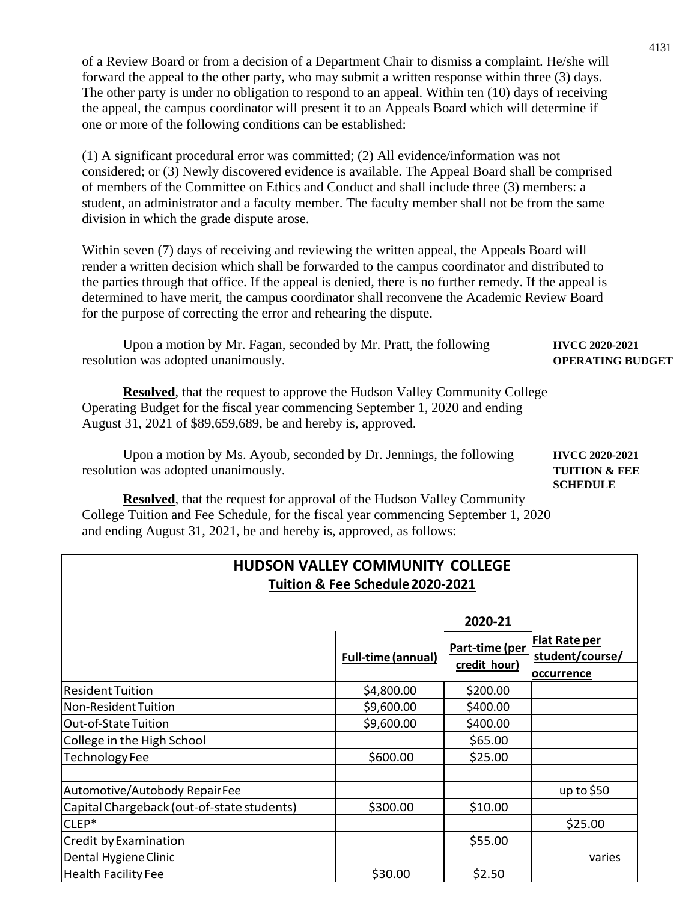of a Review Board or from a decision of a Department Chair to dismiss a complaint. He/she will forward the appeal to the other party, who may submit a written response within three (3) days. The other party is under no obligation to respond to an appeal. Within ten (10) days of receiving the appeal, the campus coordinator will present it to an Appeals Board which will determine if one or more of the following conditions can be established:

(1) A significant procedural error was committed; (2) All evidence/information was not considered; or (3) Newly discovered evidence is available. The Appeal Board shall be comprised of members of the Committee on Ethics and Conduct and shall include three (3) members: a student, an administrator and a faculty member. The faculty member shall not be from the same division in which the grade dispute arose.

Within seven (7) days of receiving and reviewing the written appeal, the Appeals Board will render a written decision which shall be forwarded to the campus coordinator and distributed to the parties through that office. If the appeal is denied, there is no further remedy. If the appeal is determined to have merit, the campus coordinator shall reconvene the Academic Review Board for the purpose of correcting the error and rehearing the dispute.

**HVCC 2020-2021 OPERATING BUDGET**

Upon a motion by Mr. Fagan, seconded by Mr. Pratt, the following resolution was adopted unanimously.

**Resolved**, that the request to approve the Hudson Valley Community College Operating Budget for the fiscal year commencing September 1, 2020 and ending August 31, 2021 of $89,659,689, be and hereby is, approved.

**HVCC 2020-2021 TUITION & FEE SCHEDULE**

Upon a motion by Ms. Ayoub, seconded by Dr. Jennings, the following resolution was adopted unanimously.

**Resolved**, that the request for approval of the Hudson Valley Community College Tuition and Fee Schedule, for the fiscal year commencing September 1, 2020 and ending August 31, 2021, be and hereby is, approved, as follows:

**HUDSON VALLEY COMMUNITY COLLEGE**
**Tuition & Fee Schedule 2020-2021**

| | 2020-21 | | |
|---|---|---|---|
| | Full-time (annual) | Part-time (per credit hour) | Flat Rate per student/course/ occurrence |
| Resident Tuition | $4,800.00 | $200.00 | |
| Non-Resident Tuition | $9,600.00 | $400.00 | |
| Out-of-State Tuition | $9,600.00 | $400.00 | |
| College in the High School | | $65.00 | |
| Technology Fee | $600.00 | $25.00 | |
| | | | |
| Automotive/Autobody Repair Fee | | | up to $50 |
| Capital Chargeback (out-of-state students) | $300.00 | $10.00 | |
| CLEP* | | | $25.00 |
| Credit by Examination | | $55.00 | |
| Dental Hygiene Clinic | | | varies |
| Health Facility Fee | $30.00 | $2.50 | |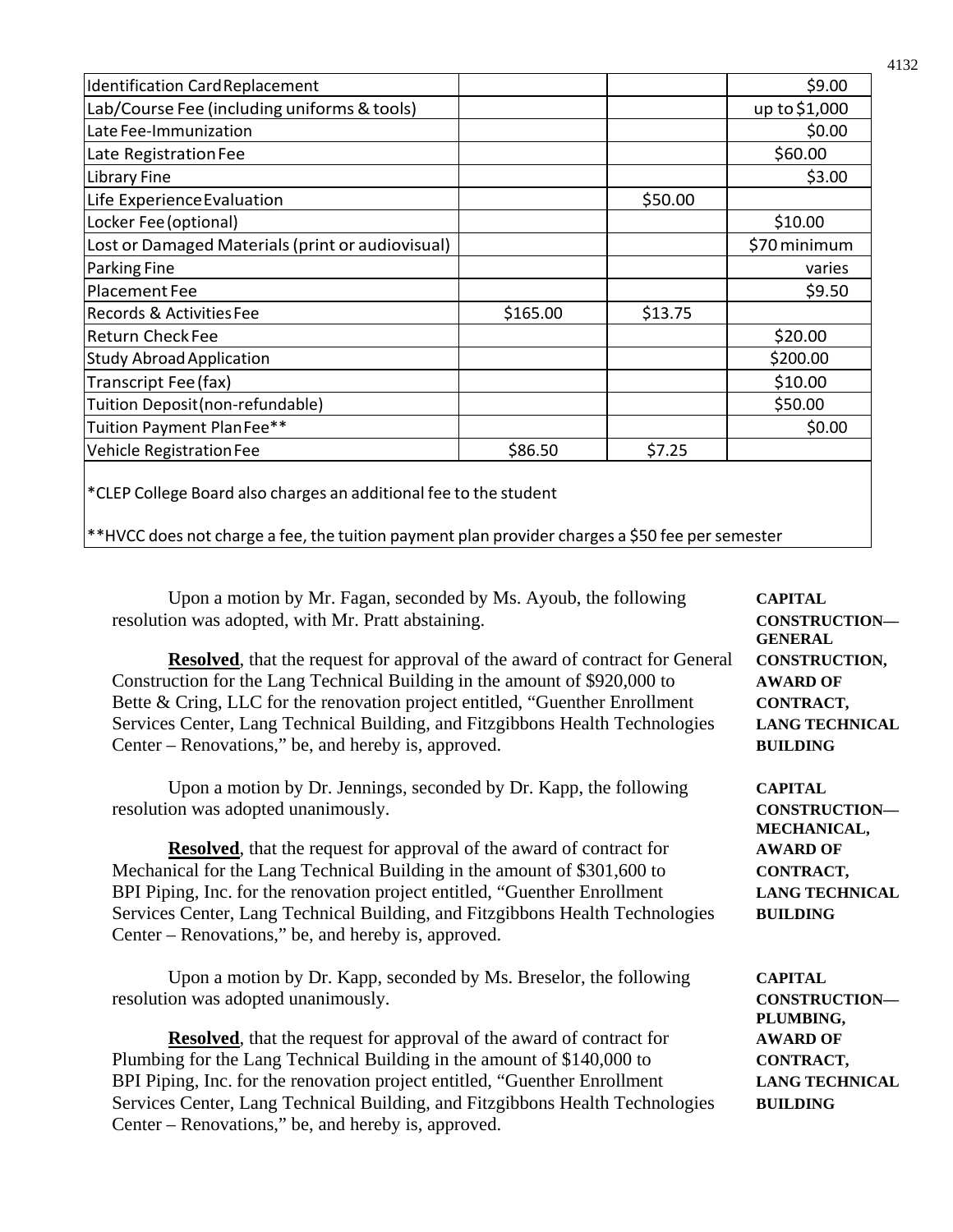| | | | |
|---|---|---|---|
| Identification Card Replacement | | | $9.00 |
| Lab/Course Fee (including uniforms & tools) | | | up to $1,000 |
| Late Fee-Immunization | | | $0.00 |
| Late Registration Fee | | | $60.00 |
| Library Fine | | | $3.00 |
| Life Experience Evaluation | | $50.00 | |
| Locker Fee (optional) | | | $10.00 |
| Lost or Damaged Materials (print or audiovisual) | | | $70 minimum |
| Parking Fine | | | varies |
| Placement Fee | | | $9.50 |
| Records & Activities Fee | $165.00 | $13.75 | |
| Return Check Fee | | | $20.00 |
| Study Abroad Application | | | $200.00 |
| Transcript Fee (fax) | | | $10.00 |
| Tuition Deposit (non-refundable) | | | $50.00 |
| Tuition Payment Plan Fee** | | | $0.00 |
| Vehicle Registration Fee | $86.50 | $7.25 | |

*CLEP College Board also charges an additional fee to the student

**HVCC does not charge a fee, the tuition payment plan provider charges a $50 fee per semester

**CAPITAL CONSTRUCTION—GENERAL CONSTRUCTION, AWARD OF CONTRACT, LANG TECHNICAL BUILDING**

Upon a motion by Mr. Fagan, seconded by Ms. Ayoub, the following resolution was adopted, with Mr. Pratt abstaining.

**Resolved**, that the request for approval of the award of contract for General Construction for the Lang Technical Building in the amount of $920,000 to Bette & Cring, LLC for the renovation project entitled, "Guenther Enrollment Services Center, Lang Technical Building, and Fitzgibbons Health Technologies Center – Renovations," be, and hereby is, approved.

**CAPITAL CONSTRUCTION—MECHANICAL, AWARD OF CONTRACT, LANG TECHNICAL BUILDING**

Upon a motion by Dr. Jennings, seconded by Dr. Kapp, the following resolution was adopted unanimously.

**Resolved**, that the request for approval of the award of contract for Mechanical for the Lang Technical Building in the amount of $301,600 to BPI Piping, Inc. for the renovation project entitled, "Guenther Enrollment Services Center, Lang Technical Building, and Fitzgibbons Health Technologies Center – Renovations," be, and hereby is, approved.

**CAPITAL CONSTRUCTION—PLUMBING, AWARD OF CONTRACT, LANG TECHNICAL BUILDING**

Upon a motion by Dr. Kapp, seconded by Ms. Breselor, the following resolution was adopted unanimously.

**Resolved**, that the request for approval of the award of contract for Plumbing for the Lang Technical Building in the amount of $140,000 to BPI Piping, Inc. for the renovation project entitled, "Guenther Enrollment Services Center, Lang Technical Building, and Fitzgibbons Health Technologies Center – Renovations," be, and hereby is, approved.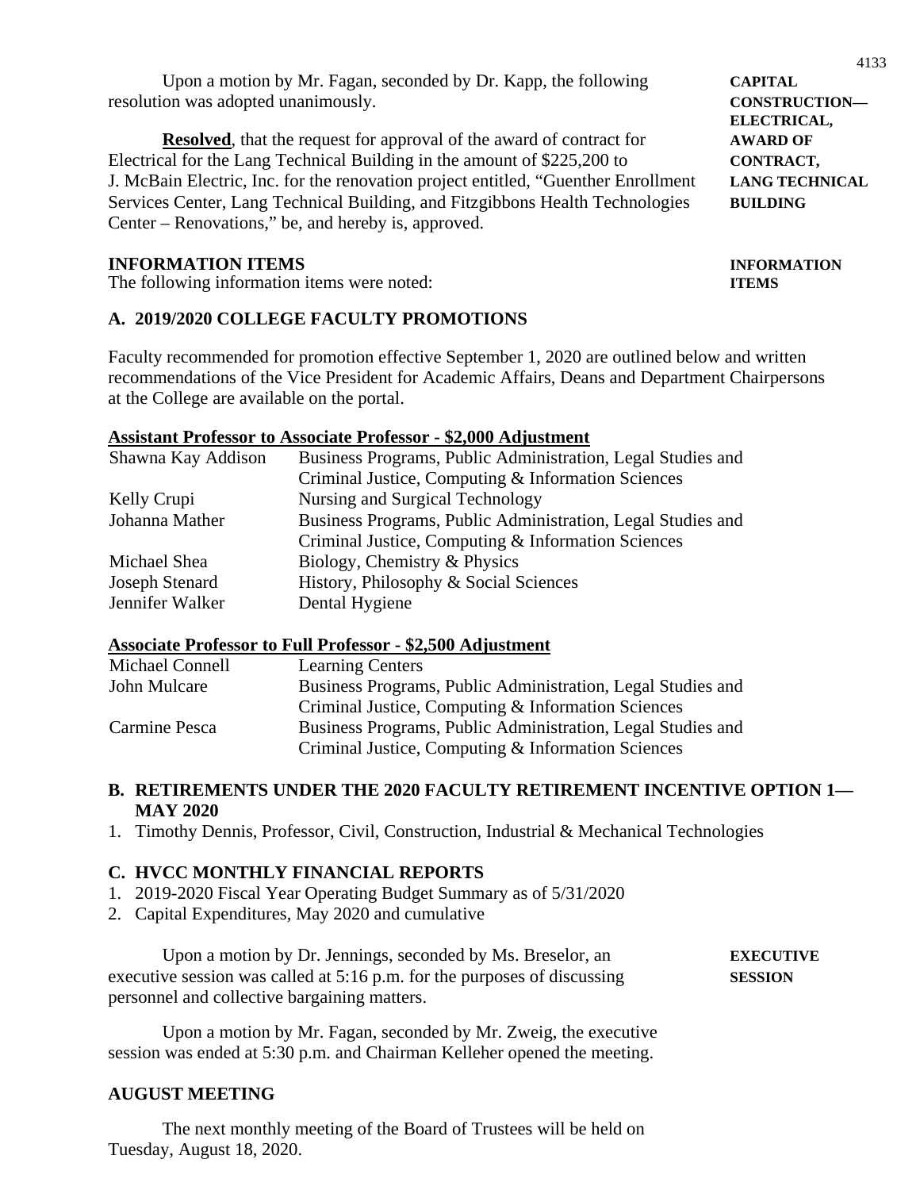Upon a motion by Mr. Fagan, seconded by Dr. Kapp, the following resolution was adopted unanimously.

**CAPITAL CONSTRUCTION—ELECTRICAL, AWARD OF CONTRACT, LANG TECHNICAL BUILDING**

**Resolved**, that the request for approval of the award of contract for Electrical for the Lang Technical Building in the amount of $225,200 to J. McBain Electric, Inc. for the renovation project entitled, "Guenther Enrollment Services Center, Lang Technical Building, and Fitzgibbons Health Technologies Center – Renovations," be, and hereby is, approved.

## INFORMATION ITEMS

**INFORMATION ITEMS**

The following information items were noted:

### A. 2019/2020 COLLEGE FACULTY PROMOTIONS

Faculty recommended for promotion effective September 1, 2020 are outlined below and written recommendations of the Vice President for Academic Affairs, Deans and Department Chairpersons at the College are available on the portal.

**Assistant Professor to Associate Professor - $2,000 Adjustment**

| | |
|---|---|
| Shawna Kay Addison | Business Programs, Public Administration, Legal Studies and Criminal Justice, Computing & Information Sciences |
| Kelly Crupi | Nursing and Surgical Technology |
| Johanna Mather | Business Programs, Public Administration, Legal Studies and Criminal Justice, Computing & Information Sciences |
| Michael Shea | Biology, Chemistry & Physics |
| Joseph Stenard | History, Philosophy & Social Sciences |
| Jennifer Walker | Dental Hygiene |

**Associate Professor to Full Professor - $2,500 Adjustment**

| | |
|---|---|
| Michael Connell | Learning Centers |
| John Mulcare | Business Programs, Public Administration, Legal Studies and Criminal Justice, Computing & Information Sciences |
| Carmine Pesca | Business Programs, Public Administration, Legal Studies and Criminal Justice, Computing & Information Sciences |

### B. RETIREMENTS UNDER THE 2020 FACULTY RETIREMENT INCENTIVE OPTION 1—MAY 2020

1. Timothy Dennis, Professor, Civil, Construction, Industrial & Mechanical Technologies

### C. HVCC MONTHLY FINANCIAL REPORTS

1. 2019-2020 Fiscal Year Operating Budget Summary as of 5/31/2020
2. Capital Expenditures, May 2020 and cumulative

**EXECUTIVE SESSION**

Upon a motion by Dr. Jennings, seconded by Ms. Breselor, an executive session was called at 5:16 p.m. for the purposes of discussing personnel and collective bargaining matters.

Upon a motion by Mr. Fagan, seconded by Mr. Zweig, the executive session was ended at 5:30 p.m. and Chairman Kelleher opened the meeting.

## AUGUST MEETING

The next monthly meeting of the Board of Trustees will be held on Tuesday, August 18, 2020.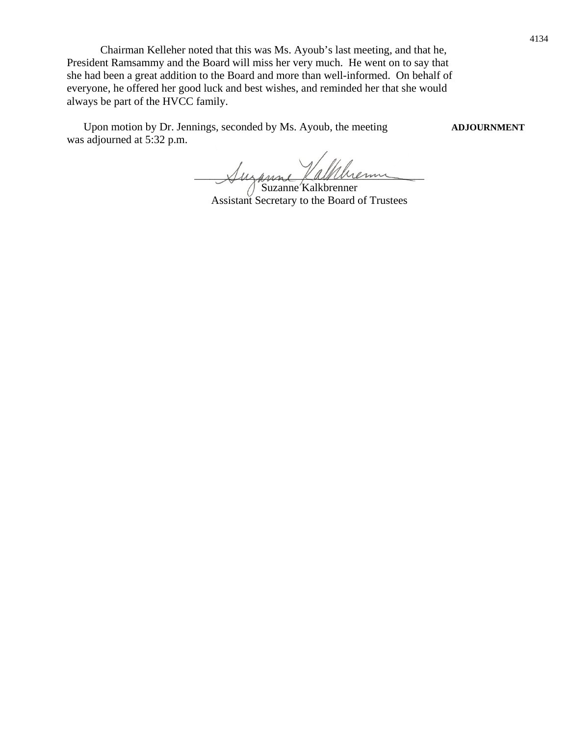Chairman Kelleher noted that this was Ms. Ayoub's last meeting, and that he, President Ramsammy and the Board will miss her very much. He went on to say that she had been a great addition to the Board and more than well-informed. On behalf of everyone, he offered her good luck and best wishes, and reminded her that she would always be part of the HVCC family.

**ADJOURNMENT**

Upon motion by Dr. Jennings, seconded by Ms. Ayoub, the meeting was adjourned at 5:32 p.m.

Suzanne Kalkbrenner
Assistant Secretary to the Board of Trustees